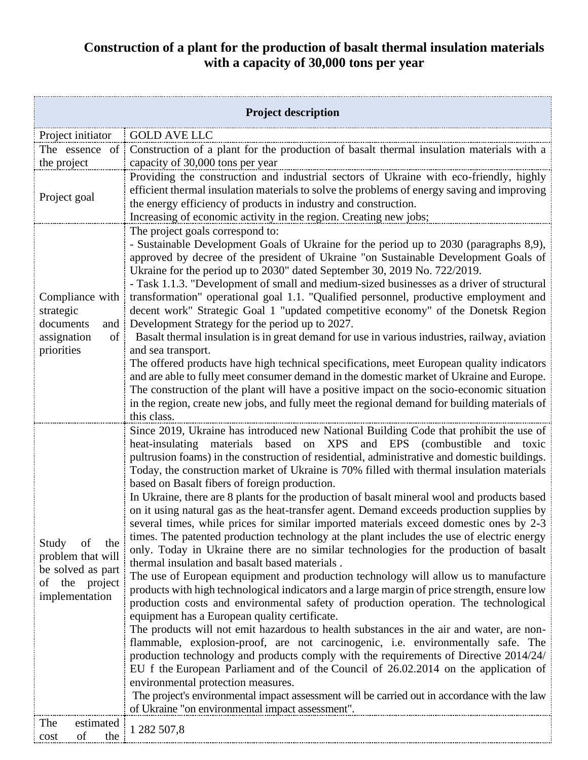# Construction of a plant for the production of basalt thermal insulation materials with a capacity of 30,000 tons per year

| Project description | |
|---|---|
| Project initiator | GOLD AVE LLC |
| The essence of the project | Construction of a plant for the production of basalt thermal insulation materials with a capacity of 30,000 tons per year |
| Project goal | Providing the construction and industrial sectors of Ukraine with eco-friendly, highly efficient thermal insulation materials to solve the problems of energy saving and improving the energy efficiency of products in industry and construction.<br>Increasing of economic activity in the region. Creating new jobs; |
| Compliance with strategic documents and assignation of priorities | The project goals correspond to:<br>- Sustainable Development Goals of Ukraine for the period up to 2030 (paragraphs 8,9), approved by decree of the president of Ukraine "on Sustainable Development Goals of Ukraine for the period up to 2030" dated September 30, 2019 No. 722/2019.<br>- Task 1.1.3. "Development of small and medium-sized businesses as a driver of structural transformation" operational goal 1.1. "Qualified personnel, productive employment and decent work" Strategic Goal 1 "updated competitive economy" of the Donetsk Region Development Strategy for the period up to 2027.<br>Basalt thermal insulation is in great demand for use in various industries, railway, aviation and sea transport.<br>The offered products have high technical specifications, meet European quality indicators and are able to fully meet consumer demand in the domestic market of Ukraine and Europe. The construction of the plant will have a positive impact on the socio-economic situation in the region, create new jobs, and fully meet the regional demand for building materials of this class. |
| Study of the problem that will be solved as part of the project implementation | Since 2019, Ukraine has introduced new National Building Code that prohibit the use of heat-insulating materials based on XPS and EPS (combustible and toxic pultrusion foams) in the construction of residential, administrative and domestic buildings. Today, the construction market of Ukraine is 70% filled with thermal insulation materials based on Basalt fibers of foreign production.<br>In Ukraine, there are 8 plants for the production of basalt mineral wool and products based on it using natural gas as the heat-transfer agent. Demand exceeds production supplies by several times, while prices for similar imported materials exceed domestic ones by 2-3 times. The patented production technology at the plant includes the use of electric energy only. Today in Ukraine there are no similar technologies for the production of basalt thermal insulation and basalt based materials .<br>The use of European equipment and production technology will allow us to manufacture products with high technological indicators and a large margin of price strength, ensure low production costs and environmental safety of production operation. The technological equipment has a European quality certificate.<br>The products will not emit hazardous to health substances in the air and water, are non-flammable, explosion-proof, are not carcinogenic, i.e. environmentally safe. The production technology and products comply with the requirements of Directive 2014/24/ EU f the European Parliament and of the Council of 26.02.2014 on the application of environmental protection measures.<br>The project's environmental impact assessment will be carried out in accordance with the law of Ukraine "on environmental impact assessment". |
| The estimated cost of the | 1 282 507,8 |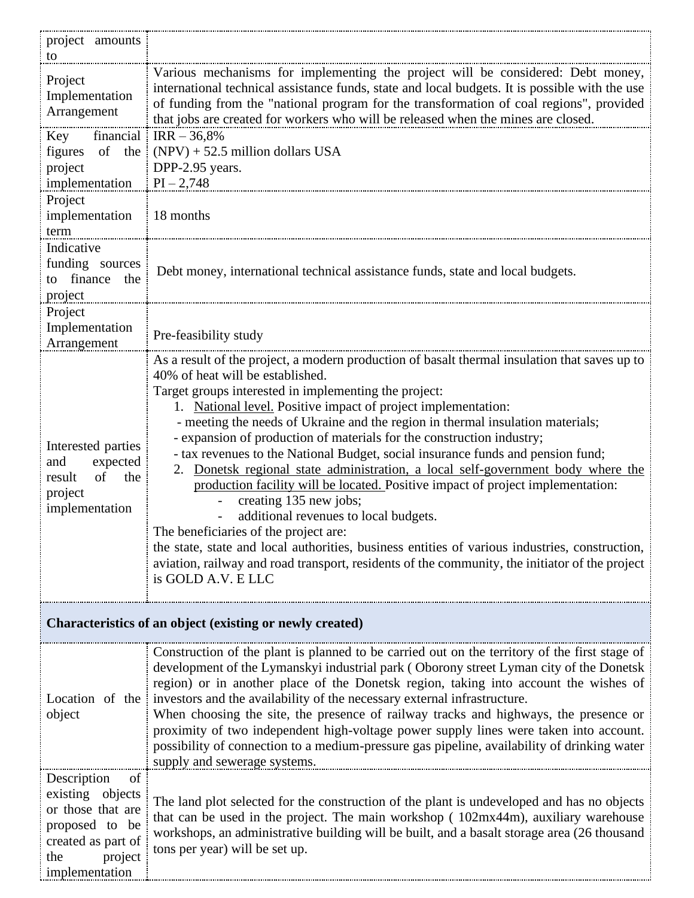| | |
|---|---|
| project amounts to | |
| Project Implementation Arrangement | Various mechanisms for implementing the project will be considered: Debt money, international technical assistance funds, state and local budgets. It is possible with the use of funding from the "national program for the transformation of coal regions", provided that jobs are created for workers who will be released when the mines are closed. |
| Key financial figures of the project implementation | IRR – 36,8%<br>(NPV) + 52.5 million dollars USA<br>DPP-2.95 years.<br>PI – 2,748 |
| Project implementation term | 18 months |
| Indicative funding sources to finance the project | Debt money, international technical assistance funds, state and local budgets. |
| Project Implementation Arrangement | Pre-feasibility study |
| Interested parties and expected result of the project implementation | As a result of the project, a modern production of basalt thermal insulation that saves up to 40% of heat will be established.<br>Target groups interested in implementing the project:<br>1. National level. Positive impact of project implementation:<br>- meeting the needs of Ukraine and the region in thermal insulation materials;<br>- expansion of production of materials for the construction industry;<br>- tax revenues to the National Budget, social insurance funds and pension fund;<br>2. Donetsk regional state administration, a local self-government body where the production facility will be located. Positive impact of project implementation:<br>- creating 135 new jobs;<br>- additional revenues to local budgets.<br>The beneficiaries of the project are:<br>the state, state and local authorities, business entities of various industries, construction, aviation, railway and road transport, residents of the community, the initiator of the project is GOLD A.V. E LLC |
| **Characteristics of an object (existing or newly created)** | |
| Location of the object | Construction of the plant is planned to be carried out on the territory of the first stage of development of the Lymanskyi industrial park ( Oborony street Lyman city of the Donetsk region) or in another place of the Donetsk region, taking into account the wishes of investors and the availability of the necessary external infrastructure.<br>When choosing the site, the presence of railway tracks and highways, the presence or proximity of two independent high-voltage power supply lines were taken into account. possibility of connection to a medium-pressure gas pipeline, availability of drinking water supply and sewerage systems. |
| Description of existing objects or those that are proposed to be created as part of the project implementation | The land plot selected for the construction of the plant is undeveloped and has no objects that can be used in the project. The main workshop ( 102mx44m), auxiliary warehouse workshops, an administrative building will be built, and a basalt storage area (26 thousand tons per year) will be set up. |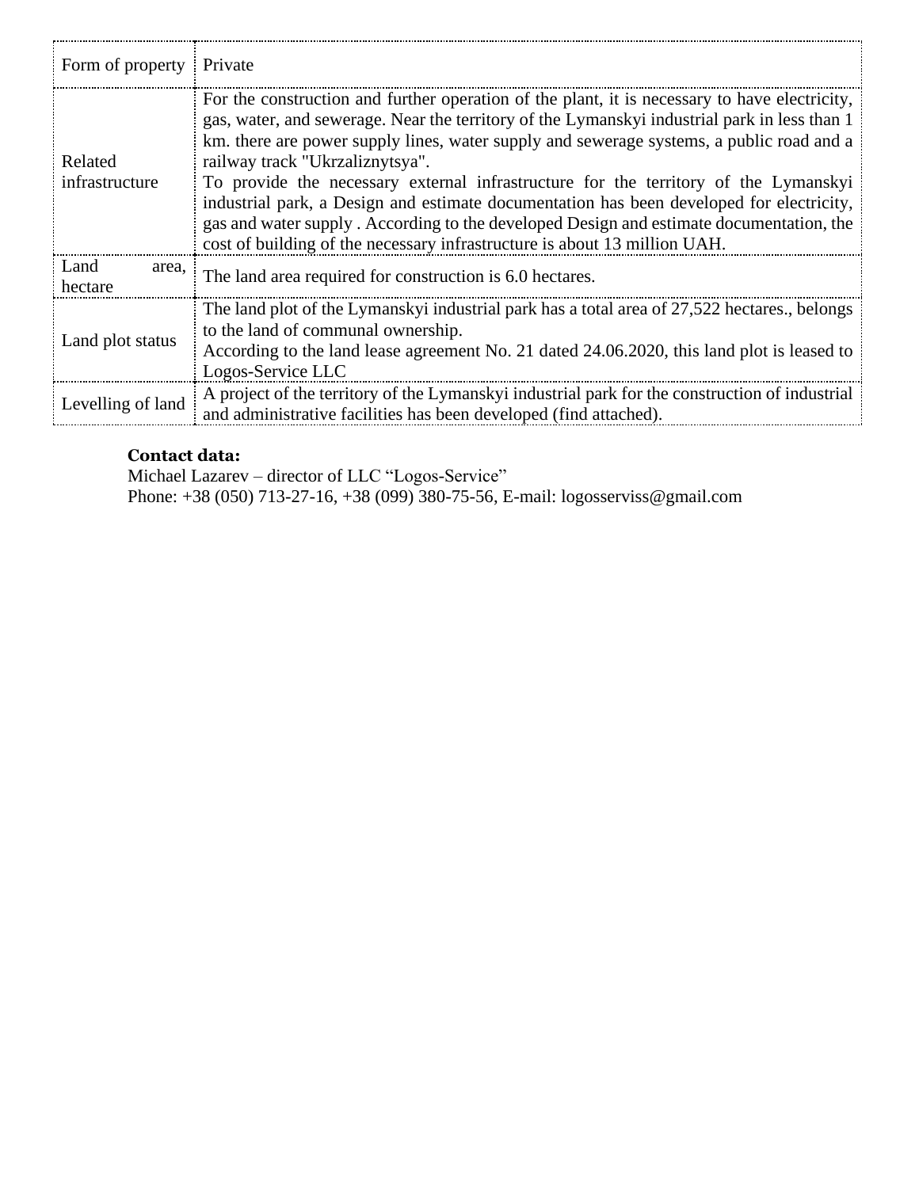| | |
|---|---|
| Form of property | Private |
| Related infrastructure | For the construction and further operation of the plant, it is necessary to have electricity, gas, water, and sewerage. Near the territory of the Lymanskyi industrial park in less than 1 km. there are power supply lines, water supply and sewerage systems, a public road and a railway track "Ukrzaliznytsya".<br>To provide the necessary external infrastructure for the territory of the Lymanskyi industrial park, a Design and estimate documentation has been developed for electricity, gas and water supply . According to the developed Design and estimate documentation, the cost of building of the necessary infrastructure is about 13 million UAH. |
| Land area, hectare | The land area required for construction is 6.0 hectares. |
| Land plot status | The land plot of the Lymanskyi industrial park has a total area of 27,522 hectares., belongs to the land of communal ownership.<br>According to the land lease agreement No. 21 dated 24.06.2020, this land plot is leased to Logos-Service LLC |
| Levelling of land | A project of the territory of the Lymanskyi industrial park for the construction of industrial and administrative facilities has been developed (find attached). |

**Contact data:**
Michael Lazarev – director of LLC "Logos-Service"
Phone: +38 (050) 713-27-16, +38 (099) 380-75-56, E-mail: logosserviss@gmail.com